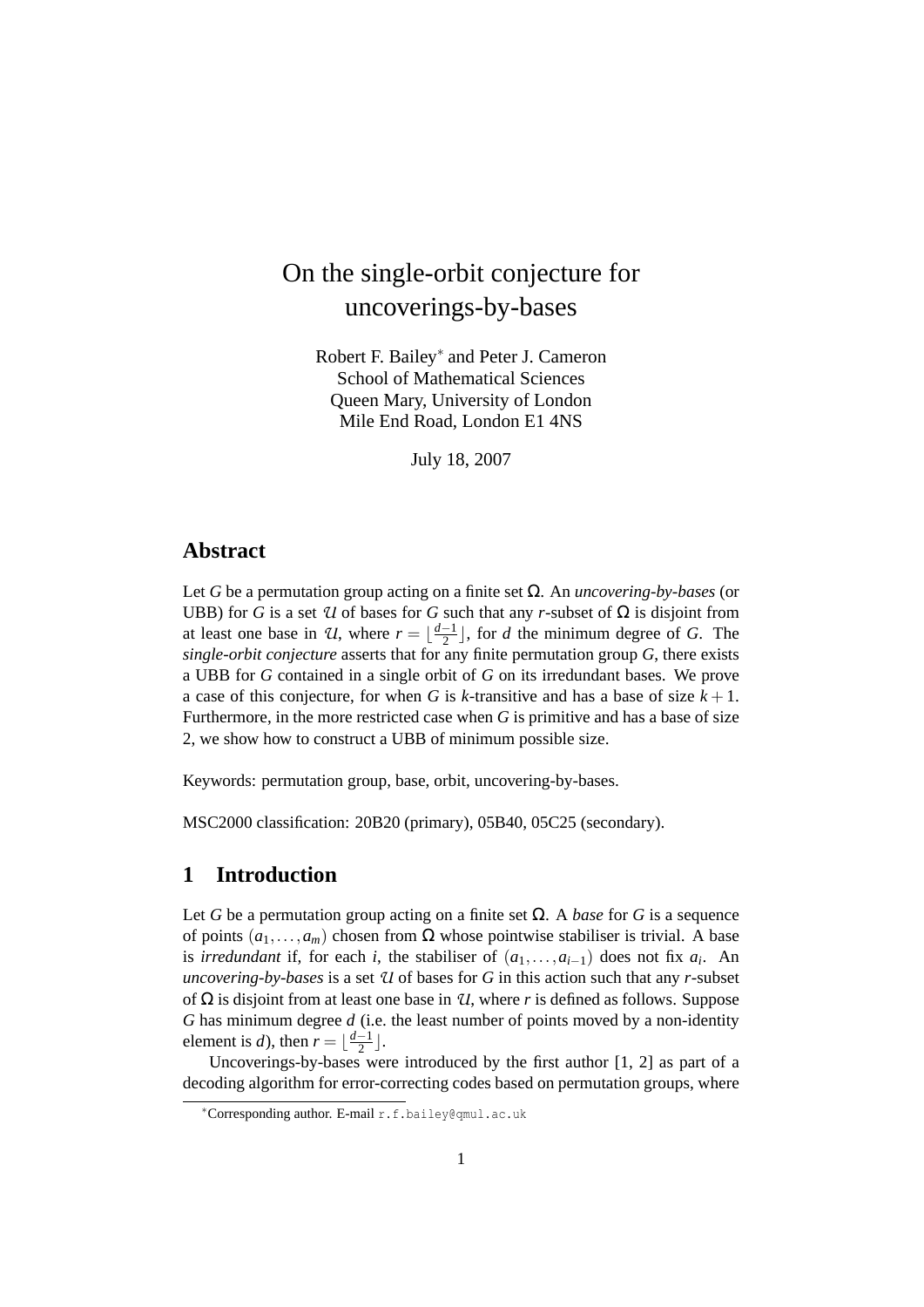# On the single-orbit conjecture for uncoverings-by-bases

Robert F. Bailey* and Peter J. Cameron
School of Mathematical Sciences
Queen Mary, University of London
Mile End Road, London E1 4NS

July 18, 2007

## Abstract

Let $G$ be a permutation group acting on a finite set $\Omega$. An *uncovering-by-bases* (or UBB) for $G$ is a set $\mathcal{U}$ of bases for $G$ such that any $r$-subset of $\Omega$ is disjoint from at least one base in $\mathcal{U}$, where $r = \lfloor \frac{d-1}{2} \rfloor$, for $d$ the minimum degree of $G$. The *single-orbit conjecture* asserts that for any finite permutation group $G$, there exists a UBB for $G$ contained in a single orbit of $G$ on its irredundant bases. We prove a case of this conjecture, for when $G$ is $k$-transitive and has a base of size $k+1$. Furthermore, in the more restricted case when $G$ is primitive and has a base of size 2, we show how to construct a UBB of minimum possible size.

Keywords: permutation group, base, orbit, uncovering-by-bases.

MSC2000 classification: 20B20 (primary), 05B40, 05C25 (secondary).

## 1 Introduction

Let $G$ be a permutation group acting on a finite set $\Omega$. A *base* for $G$ is a sequence of points $(a_1, \ldots, a_m)$ chosen from $\Omega$ whose pointwise stabiliser is trivial. A base is *irredundant* if, for each $i$, the stabiliser of $(a_1, \ldots, a_{i-1})$ does not fix $a_i$. An *uncovering-by-bases* is a set $\mathcal{U}$ of bases for $G$ in this action such that any $r$-subset of $\Omega$ is disjoint from at least one base in $\mathcal{U}$, where $r$ is defined as follows. Suppose $G$ has minimum degree $d$ (i.e. the least number of points moved by a non-identity element is $d$), then $r = \lfloor \frac{d-1}{2} \rfloor$.

Uncoverings-by-bases were introduced by the first author [1, 2] as part of a decoding algorithm for error-correcting codes based on permutation groups, where

*Corresponding author. E-mail r.f.bailey@qmul.ac.uk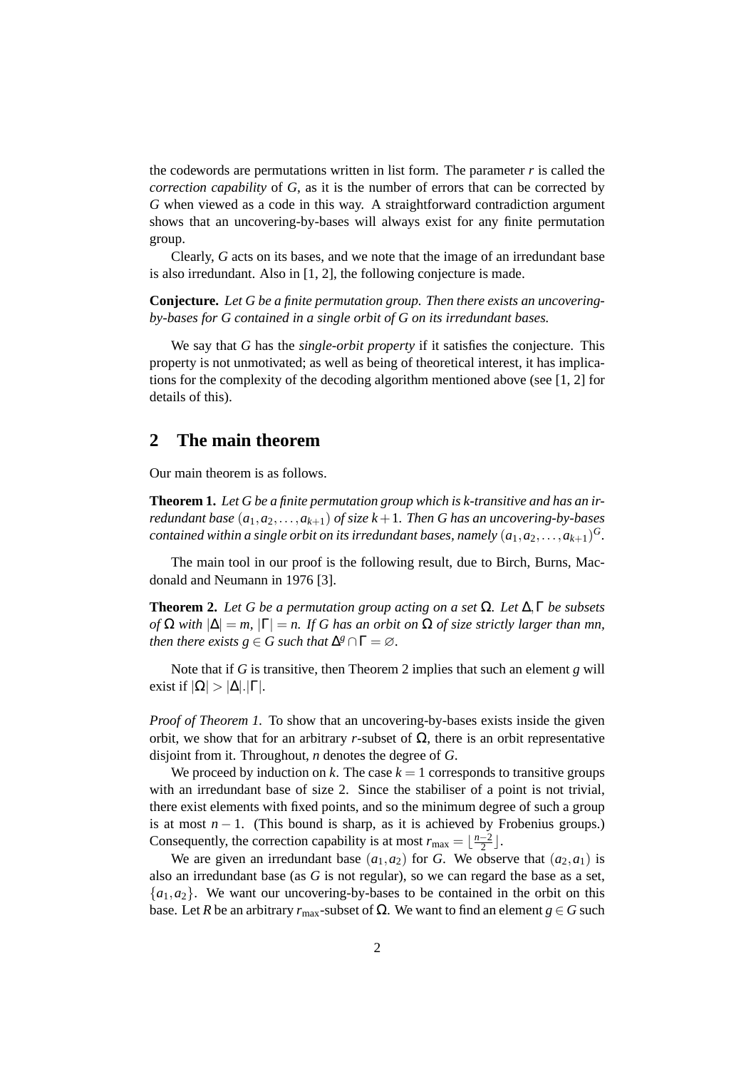the codewords are permutations written in list form. The parameter $r$ is called the *correction capability* of $G$, as it is the number of errors that can be corrected by $G$ when viewed as a code in this way. A straightforward contradiction argument shows that an uncovering-by-bases will always exist for any finite permutation group.

Clearly, $G$ acts on its bases, and we note that the image of an irredundant base is also irredundant. Also in [1, 2], the following conjecture is made.

**Conjecture.** *Let $G$ be a finite permutation group. Then there exists an uncovering-by-bases for $G$ contained in a single orbit of $G$ on its irredundant bases.*

We say that $G$ has the *single-orbit property* if it satisfies the conjecture. This property is not unmotivated; as well as being of theoretical interest, it has implications for the complexity of the decoding algorithm mentioned above (see [1, 2] for details of this).

## 2 The main theorem

Our main theorem is as follows.

**Theorem 1.** *Let $G$ be a finite permutation group which is $k$-transitive and has an irredundant base $(a_1, a_2, \ldots, a_{k+1})$ of size $k+1$. Then $G$ has an uncovering-by-bases contained within a single orbit on its irredundant bases, namely $(a_1, a_2, \ldots, a_{k+1})^G$.*

The main tool in our proof is the following result, due to Birch, Burns, Macdonald and Neumann in 1976 [3].

**Theorem 2.** *Let $G$ be a permutation group acting on a set $\Omega$. Let $\Delta, \Gamma$ be subsets of $\Omega$ with $|\Delta| = m$, $|\Gamma| = n$. If $G$ has an orbit on $\Omega$ of size strictly larger than $mn$, then there exists $g \in G$ such that $\Delta^g \cap \Gamma = \varnothing$.*

Note that if $G$ is transitive, then Theorem 2 implies that such an element $g$ will exist if $|\Omega| > |\Delta|.|\Gamma|$.

*Proof of Theorem 1.* To show that an uncovering-by-bases exists inside the given orbit, we show that for an arbitrary $r$-subset of $\Omega$, there is an orbit representative disjoint from it. Throughout, $n$ denotes the degree of $G$.

We proceed by induction on $k$. The case $k = 1$ corresponds to transitive groups with an irredundant base of size 2. Since the stabiliser of a point is not trivial, there exist elements with fixed points, and so the minimum degree of such a group is at most $n-1$. (This bound is sharp, as it is achieved by Frobenius groups.) Consequently, the correction capability is at most $r_{\max} = \lfloor \frac{n-2}{2} \rfloor$.

We are given an irredundant base $(a_1, a_2)$ for $G$. We observe that $(a_2, a_1)$ is also an irredundant base (as $G$ is not regular), so we can regard the base as a set, $\{a_1, a_2\}$. We want our uncovering-by-bases to be contained in the orbit on this base. Let $R$ be an arbitrary $r_{\max}$-subset of $\Omega$. We want to find an element $g \in G$ such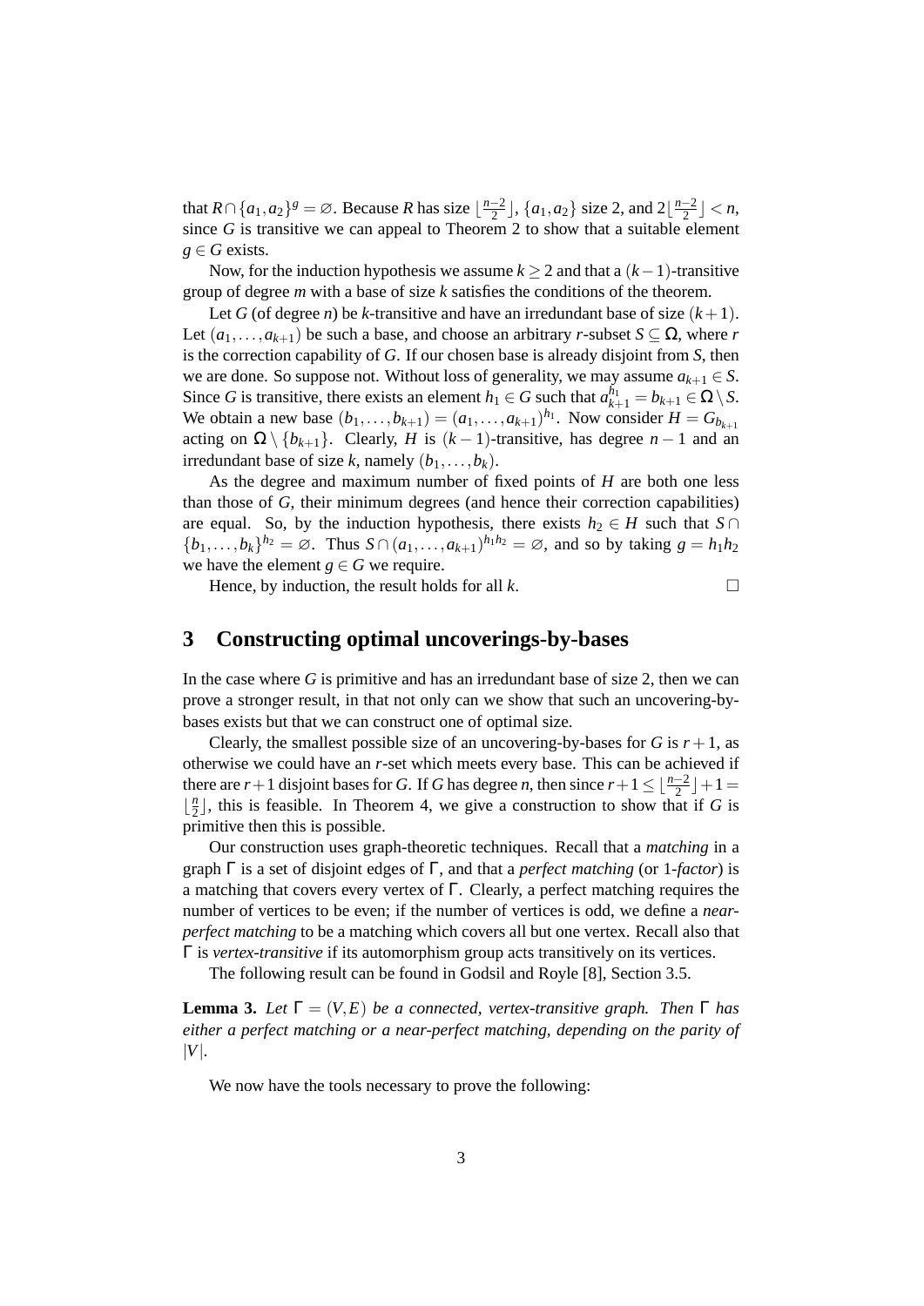that $R \cap \{a_1, a_2\}^g = \varnothing$. Because $R$ has size $\lfloor \frac{n-2}{2} \rfloor$, $\{a_1, a_2\}$ size 2, and $2\lfloor \frac{n-2}{2} \rfloor < n$, since $G$ is transitive we can appeal to Theorem 2 to show that a suitable element $g \in G$ exists.

Now, for the induction hypothesis we assume $k \geq 2$ and that a $(k-1)$-transitive group of degree $m$ with a base of size $k$ satisfies the conditions of the theorem.

Let $G$ (of degree $n$) be $k$-transitive and have an irredundant base of size $(k+1)$. Let $(a_1, \ldots, a_{k+1})$ be such a base, and choose an arbitrary $r$-subset $S \subseteq \Omega$, where $r$ is the correction capability of $G$. If our chosen base is already disjoint from $S$, then we are done. So suppose not. Without loss of generality, we may assume $a_{k+1} \in S$. Since $G$ is transitive, there exists an element $h_1 \in G$ such that $a_{k+1}^{h_1} = b_{k+1} \in \Omega \setminus S$. We obtain a new base $(b_1, \ldots, b_{k+1}) = (a_1, \ldots, a_{k+1})^{h_1}$. Now consider $H = G_{b_{k+1}}$ acting on $\Omega \setminus \{b_{k+1}\}$. Clearly, $H$ is $(k-1)$-transitive, has degree $n-1$ and an irredundant base of size $k$, namely $(b_1, \ldots, b_k)$.

As the degree and maximum number of fixed points of $H$ are both one less than those of $G$, their minimum degrees (and hence their correction capabilities) are equal. So, by the induction hypothesis, there exists $h_2 \in H$ such that $S \cap \{b_1, \ldots, b_k\}^{h_2} = \varnothing$. Thus $S \cap (a_1, \ldots, a_{k+1})^{h_1 h_2} = \varnothing$, and so by taking $g = h_1 h_2$ we have the element $g \in G$ we require.

Hence, by induction, the result holds for all $k$. □

## 3 Constructing optimal uncoverings-by-bases

In the case where $G$ is primitive and has an irredundant base of size 2, then we can prove a stronger result, in that not only can we show that such an uncovering-by-bases exists but that we can construct one of optimal size.

Clearly, the smallest possible size of an uncovering-by-bases for $G$ is $r+1$, as otherwise we could have an $r$-set which meets every base. This can be achieved if there are $r+1$ disjoint bases for $G$. If $G$ has degree $n$, then since $r+1 \leq \lfloor \frac{n-2}{2} \rfloor + 1 = \lfloor \frac{n}{2} \rfloor$, this is feasible. In Theorem 4, we give a construction to show that if $G$ is primitive then this is possible.

Our construction uses graph-theoretic techniques. Recall that a *matching* in a graph $\Gamma$ is a set of disjoint edges of $\Gamma$, and that a *perfect matching* (or 1-*factor*) is a matching that covers every vertex of $\Gamma$. Clearly, a perfect matching requires the number of vertices to be even; if the number of vertices is odd, we define a *near-perfect matching* to be a matching which covers all but one vertex. Recall also that $\Gamma$ is *vertex-transitive* if its automorphism group acts transitively on its vertices.

The following result can be found in Godsil and Royle [8], Section 3.5.

**Lemma 3.** *Let $\Gamma = (V, E)$ be a connected, vertex-transitive graph. Then $\Gamma$ has either a perfect matching or a near-perfect matching, depending on the parity of $|V|$.*

We now have the tools necessary to prove the following: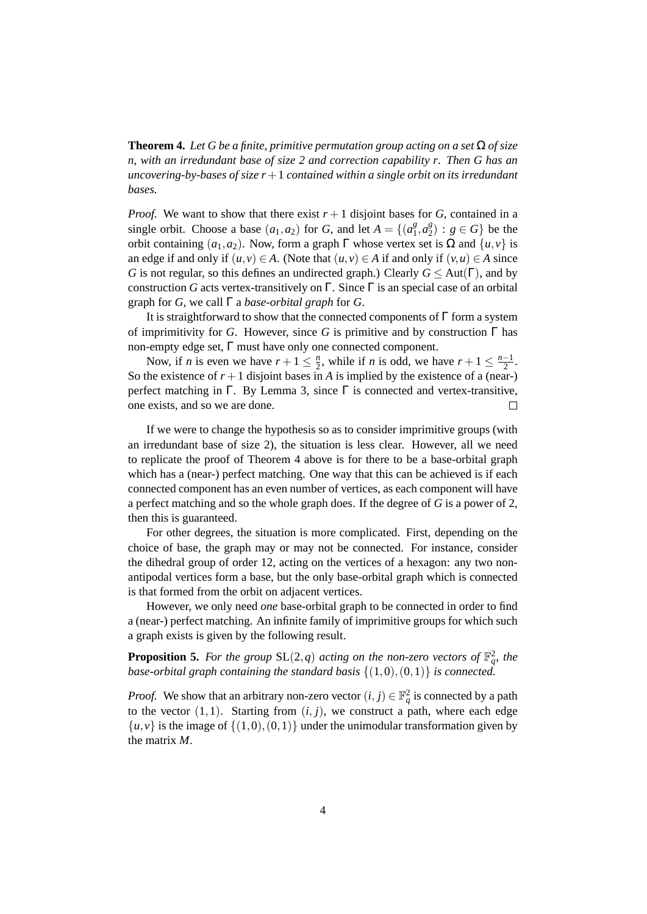**Theorem 4.** *Let $G$ be a finite, primitive permutation group acting on a set $\Omega$ of size $n$, with an irredundant base of size 2 and correction capability $r$. Then $G$ has an uncovering-by-bases of size $r+1$ contained within a single orbit on its irredundant bases.*

*Proof.* We want to show that there exist $r+1$ disjoint bases for $G$, contained in a single orbit. Choose a base $(a_1, a_2)$ for $G$, and let $A = \{(a_1^g, a_2^g) : g \in G\}$ be the orbit containing $(a_1, a_2)$. Now, form a graph $\Gamma$ whose vertex set is $\Omega$ and $\{u, v\}$ is an edge if and only if $(u, v) \in A$. (Note that $(u, v) \in A$ if and only if $(v, u) \in A$ since $G$ is not regular, so this defines an undirected graph.) Clearly $G \leq \mathrm{Aut}(\Gamma)$, and by construction $G$ acts vertex-transitively on $\Gamma$. Since $\Gamma$ is an special case of an orbital graph for $G$, we call $\Gamma$ a *base-orbital graph* for $G$.

It is straightforward to show that the connected components of $\Gamma$ form a system of imprimitivity for $G$. However, since $G$ is primitive and by construction $\Gamma$ has non-empty edge set, $\Gamma$ must have only one connected component.

Now, if $n$ is even we have $r+1 \leq \frac{n}{2}$, while if $n$ is odd, we have $r+1 \leq \frac{n-1}{2}$. So the existence of $r+1$ disjoint bases in $A$ is implied by the existence of a (near-) perfect matching in $\Gamma$. By Lemma 3, since $\Gamma$ is connected and vertex-transitive, one exists, and so we are done. $\square$

If we were to change the hypothesis so as to consider imprimitive groups (with an irredundant base of size 2), the situation is less clear. However, all we need to replicate the proof of Theorem 4 above is for there to be a base-orbital graph which has a (near-) perfect matching. One way that this can be achieved is if each connected component has an even number of vertices, as each component will have a perfect matching and so the whole graph does. If the degree of $G$ is a power of 2, then this is guaranteed.

For other degrees, the situation is more complicated. First, depending on the choice of base, the graph may or may not be connected. For instance, consider the dihedral group of order 12, acting on the vertices of a hexagon: any two non-antipodal vertices form a base, but the only base-orbital graph which is connected is that formed from the orbit on adjacent vertices.

However, we only need *one* base-orbital graph to be connected in order to find a (near-) perfect matching. An infinite family of imprimitive groups for which such a graph exists is given by the following result.

**Proposition 5.** *For the group $\mathrm{SL}(2, q)$ acting on the non-zero vectors of $\mathbb{F}_q^2$, the base-orbital graph containing the standard basis $\{(1,0), (0,1)\}$ is connected.*

*Proof.* We show that an arbitrary non-zero vector $(i, j) \in \mathbb{F}_q^2$ is connected by a path to the vector $(1,1)$. Starting from $(i, j)$, we construct a path, where each edge $\{u, v\}$ is the image of $\{(1,0), (0,1)\}$ under the unimodular transformation given by the matrix $M$.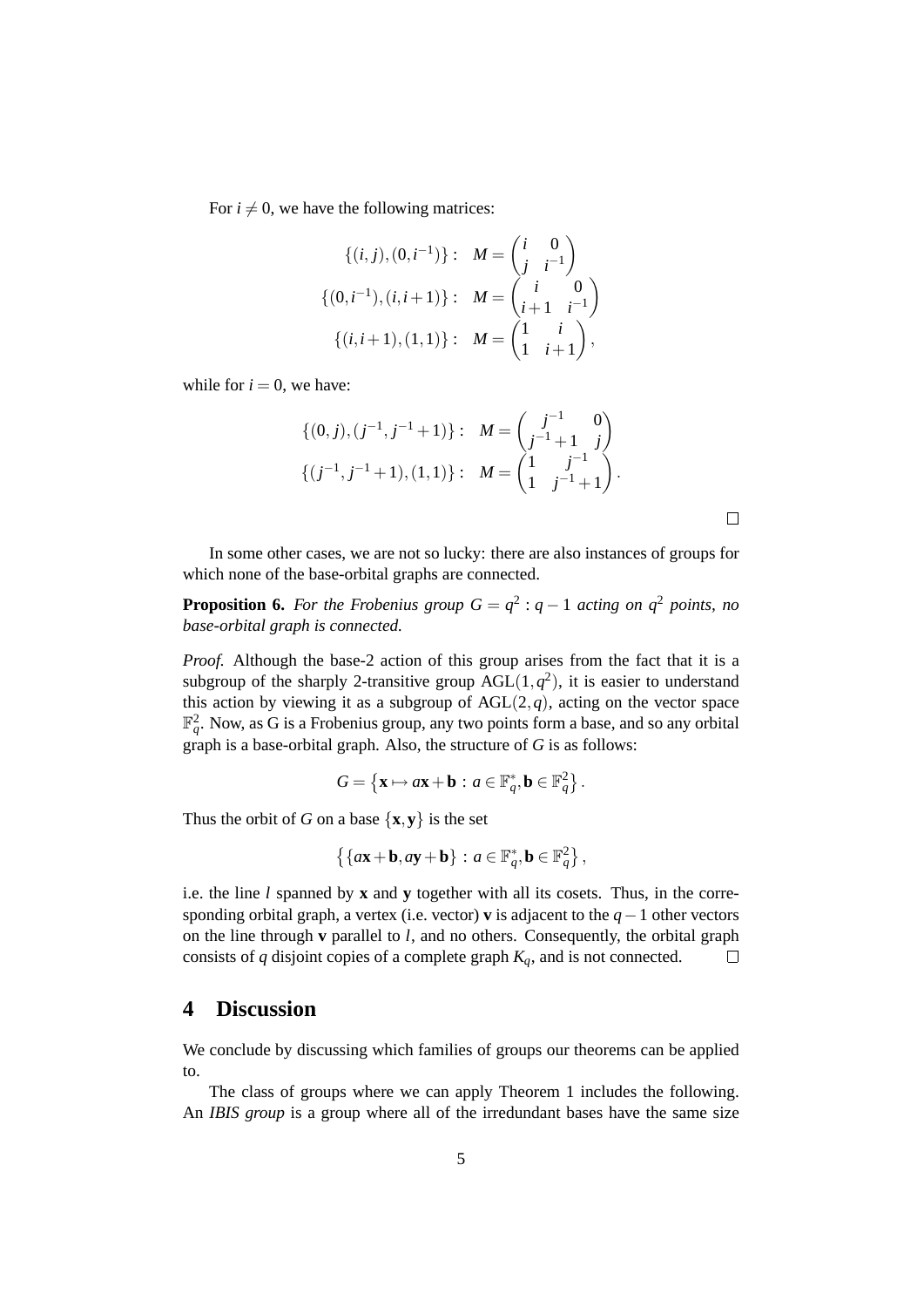For $i \neq 0$, we have the following matrices:

$$\begin{aligned}
\{(i,j),(0,i^{-1})\}: \quad & M = \begin{pmatrix} i & 0 \\ j & i^{-1} \end{pmatrix} \\
\{(0,i^{-1}),(i,i+1)\}: \quad & M = \begin{pmatrix} i & 0 \\ i+1 & i^{-1} \end{pmatrix} \\
\{(i,i+1),(1,1)\}: \quad & M = \begin{pmatrix} 1 & i \\ 1 & i+1 \end{pmatrix},
\end{aligned}$$

while for $i = 0$, we have:

$$\begin{aligned}
\{(0,j),(j^{-1},j^{-1}+1)\}: \quad & M = \begin{pmatrix} j^{-1} & 0 \\ j^{-1}+1 & j \end{pmatrix} \\
\{(j^{-1},j^{-1}+1),(1,1)\}: \quad & M = \begin{pmatrix} 1 & j^{-1} \\ 1 & j^{-1}+1 \end{pmatrix}.
\end{aligned}$$

□

In some other cases, we are not so lucky: there are also instances of groups for which none of the base-orbital graphs are connected.

**Proposition 6.** *For the Frobenius group $G = q^2 : q-1$ acting on $q^2$ points, no base-orbital graph is connected.*

*Proof.* Although the base-2 action of this group arises from the fact that it is a subgroup of the sharply 2-transitive group $\mathrm{AGL}(1,q^2)$, it is easier to understand this action by viewing it as a subgroup of $\mathrm{AGL}(2,q)$, acting on the vector space $\mathbb{F}_q^2$. Now, as G is a Frobenius group, any two points form a base, and so any orbital graph is a base-orbital graph. Also, the structure of $G$ is as follows:

$$G = \left\{ \mathbf{x} \mapsto a\mathbf{x} + \mathbf{b} \,:\, a \in \mathbb{F}_q^*, \mathbf{b} \in \mathbb{F}_q^2 \right\}.$$

Thus the orbit of $G$ on a base $\{\mathbf{x}, \mathbf{y}\}$ is the set

$$\left\{ \{a\mathbf{x} + \mathbf{b}, a\mathbf{y} + \mathbf{b}\} \,:\, a \in \mathbb{F}_q^*, \mathbf{b} \in \mathbb{F}_q^2 \right\},$$

i.e. the line $l$ spanned by $\mathbf{x}$ and $\mathbf{y}$ together with all its cosets. Thus, in the corresponding orbital graph, a vertex (i.e. vector) $\mathbf{v}$ is adjacent to the $q-1$ other vectors on the line through $\mathbf{v}$ parallel to $l$, and no others. Consequently, the orbital graph consists of $q$ disjoint copies of a complete graph $K_q$, and is not connected. □

## 4 Discussion

We conclude by discussing which families of groups our theorems can be applied to.

The class of groups where we can apply Theorem 1 includes the following. An *IBIS group* is a group where all of the irredundant bases have the same size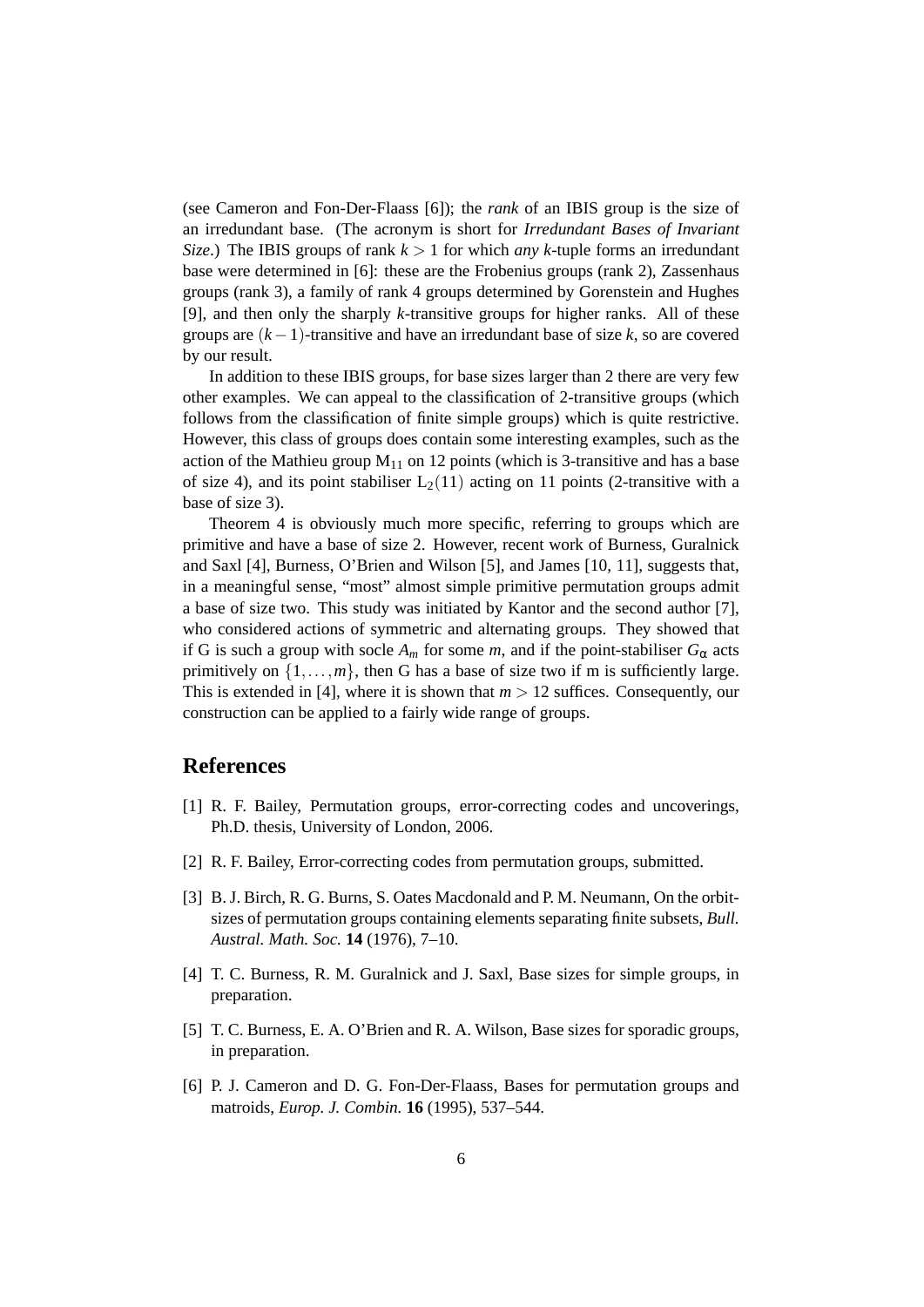(see Cameron and Fon-Der-Flaass [6]); the *rank* of an IBIS group is the size of an irredundant base. (The acronym is short for *Irredundant Bases of Invariant Size*.) The IBIS groups of rank $k > 1$ for which *any* $k$-tuple forms an irredundant base were determined in [6]: these are the Frobenius groups (rank 2), Zassenhaus groups (rank 3), a family of rank 4 groups determined by Gorenstein and Hughes [9], and then only the sharply $k$-transitive groups for higher ranks. All of these groups are $(k-1)$-transitive and have an irredundant base of size $k$, so are covered by our result.

In addition to these IBIS groups, for base sizes larger than 2 there are very few other examples. We can appeal to the classification of 2-transitive groups (which follows from the classification of finite simple groups) which is quite restrictive. However, this class of groups does contain some interesting examples, such as the action of the Mathieu group $M_{11}$ on 12 points (which is 3-transitive and has a base of size 4), and its point stabiliser $L_2(11)$ acting on 11 points (2-transitive with a base of size 3).

Theorem 4 is obviously much more specific, referring to groups which are primitive and have a base of size 2. However, recent work of Burness, Guralnick and Saxl [4], Burness, O'Brien and Wilson [5], and James [10, 11], suggests that, in a meaningful sense, "most" almost simple primitive permutation groups admit a base of size two. This study was initiated by Kantor and the second author [7], who considered actions of symmetric and alternating groups. They showed that if G is such a group with socle $A_m$ for some $m$, and if the point-stabiliser $G_\alpha$ acts primitively on $\{1,\ldots,m\}$, then G has a base of size two if m is sufficiently large. This is extended in [4], where it is shown that $m > 12$ suffices. Consequently, our construction can be applied to a fairly wide range of groups.

## References

[1] R. F. Bailey, Permutation groups, error-correcting codes and uncoverings, Ph.D. thesis, University of London, 2006.

[2] R. F. Bailey, Error-correcting codes from permutation groups, submitted.

[3] B. J. Birch, R. G. Burns, S. Oates Macdonald and P. M. Neumann, On the orbit-sizes of permutation groups containing elements separating finite subsets, *Bull. Austral. Math. Soc.* **14** (1976), 7–10.

[4] T. C. Burness, R. M. Guralnick and J. Saxl, Base sizes for simple groups, in preparation.

[5] T. C. Burness, E. A. O'Brien and R. A. Wilson, Base sizes for sporadic groups, in preparation.

[6] P. J. Cameron and D. G. Fon-Der-Flaass, Bases for permutation groups and matroids, *Europ. J. Combin.* **16** (1995), 537–544.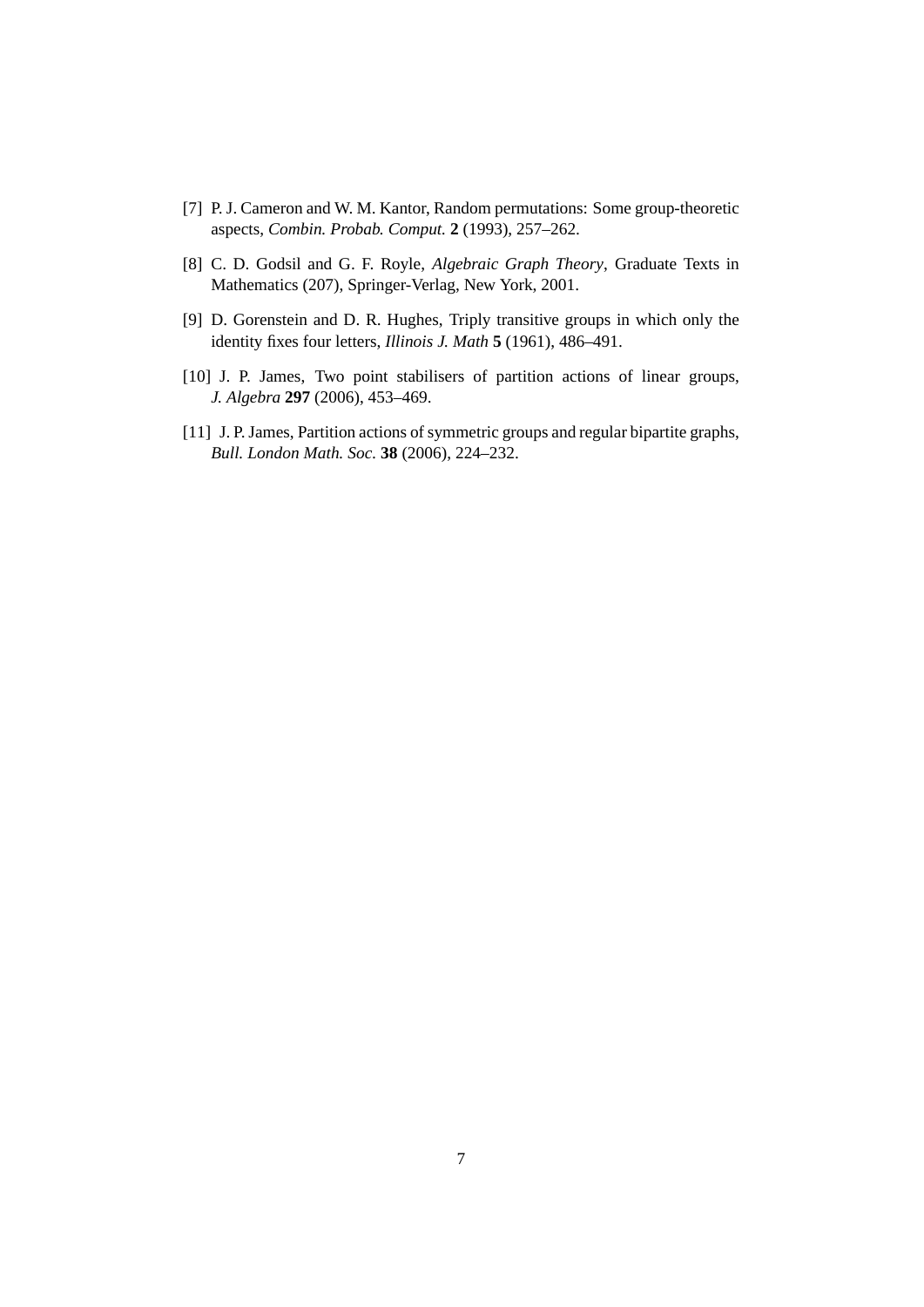[7] P. J. Cameron and W. M. Kantor, Random permutations: Some group-theoretic aspects, *Combin. Probab. Comput.* **2** (1993), 257–262.

[8] C. D. Godsil and G. F. Royle, *Algebraic Graph Theory*, Graduate Texts in Mathematics (207), Springer-Verlag, New York, 2001.

[9] D. Gorenstein and D. R. Hughes, Triply transitive groups in which only the identity fixes four letters, *Illinois J. Math* **5** (1961), 486–491.

[10] J. P. James, Two point stabilisers of partition actions of linear groups, *J. Algebra* **297** (2006), 453–469.

[11] J. P. James, Partition actions of symmetric groups and regular bipartite graphs, *Bull. London Math. Soc.* **38** (2006), 224–232.